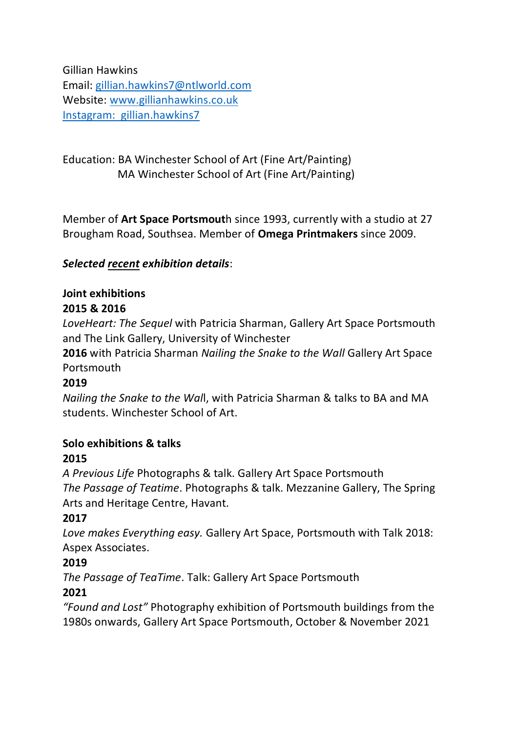Gillian Hawkins
Email: gillian.hawkins7@ntlworld.com
Website: www.gillianhawkins.co.uk
Instagram: gillian.hawkins7

Education: BA Winchester School of Art (Fine Art/Painting)
MA Winchester School of Art (Fine Art/Painting)

Member of **Art Space Portsmout**h since 1993, currently with a studio at 27 Brougham Road, Southsea. Member of **Omega Printmakers** since 2009.

***Selected recent exhibition details***:

**Joint exhibitions**

**2015 & 2016**

*LoveHeart: The Sequel* with Patricia Sharman, Gallery Art Space Portsmouth and The Link Gallery, University of Winchester

**2016** with Patricia Sharman *Nailing the Snake to the Wall* Gallery Art Space Portsmouth

**2019**

*Nailing the Snake to the Wal*l, with Patricia Sharman & talks to BA and MA students. Winchester School of Art.

**Solo exhibitions & talks**

**2015**

*A Previous Life* Photographs & talk. Gallery Art Space Portsmouth
*The Passage of Teatime*. Photographs & talk. Mezzanine Gallery, The Spring Arts and Heritage Centre, Havant.

**2017**

*Love makes Everything easy.* Gallery Art Space, Portsmouth with Talk 2018: Aspex Associates.

**2019**

*The Passage of TeaTime*. Talk: Gallery Art Space Portsmouth

**2021**

*"Found and Lost"* Photography exhibition of Portsmouth buildings from the 1980s onwards, Gallery Art Space Portsmouth, October & November 2021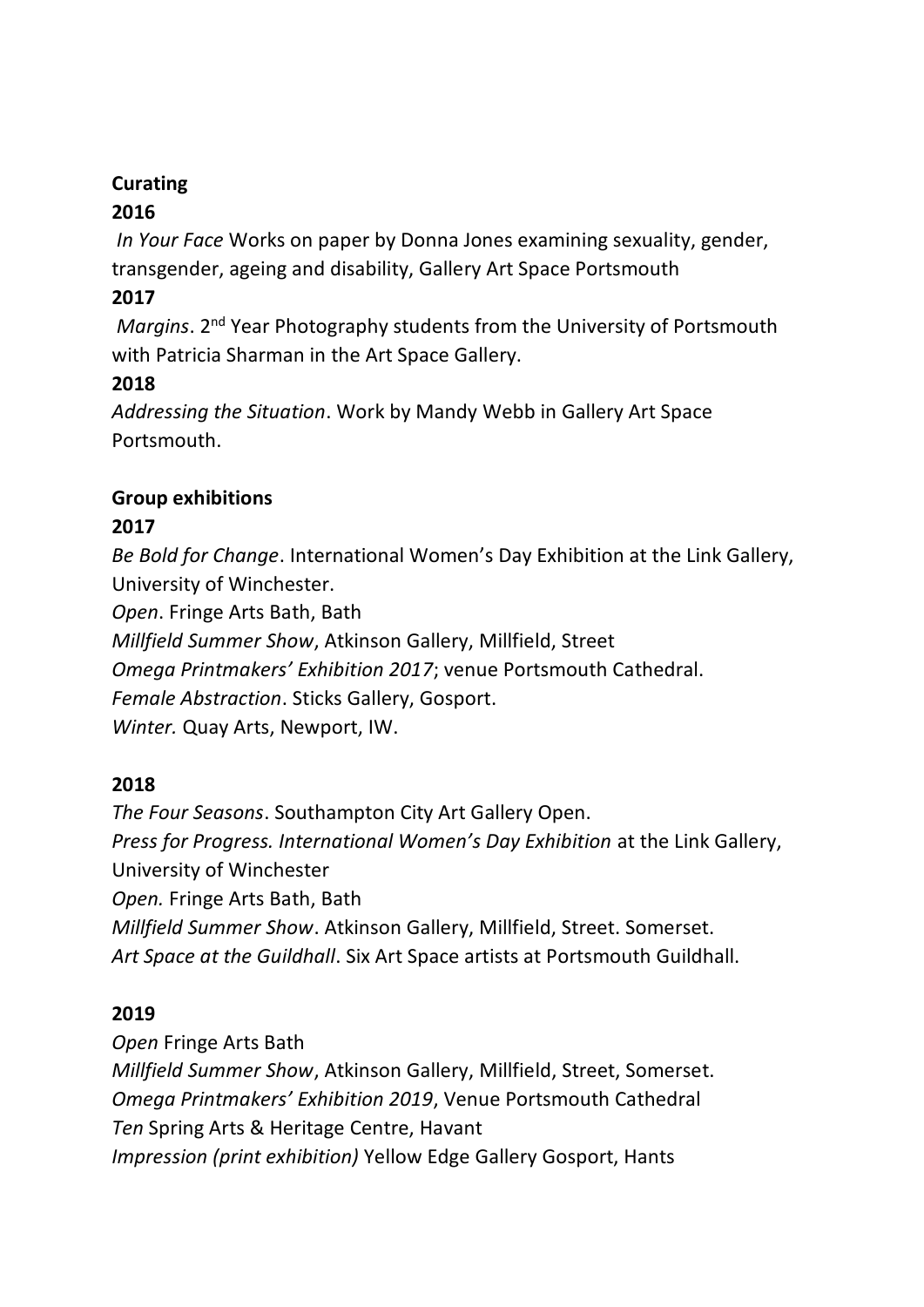**Curating**

**2016**

*In Your Face* Works on paper by Donna Jones examining sexuality, gender, transgender, ageing and disability, Gallery Art Space Portsmouth

**2017**

*Margins*. 2nd Year Photography students from the University of Portsmouth with Patricia Sharman in the Art Space Gallery.

**2018**

*Addressing the Situation*. Work by Mandy Webb in Gallery Art Space Portsmouth.

**Group exhibitions**

**2017**

*Be Bold for Change*. International Women's Day Exhibition at the Link Gallery, University of Winchester.
*Open*. Fringe Arts Bath, Bath
*Millfield Summer Show*, Atkinson Gallery, Millfield, Street
*Omega Printmakers' Exhibition 2017*; venue Portsmouth Cathedral.
*Female Abstraction*. Sticks Gallery, Gosport.
*Winter.* Quay Arts, Newport, IW.

**2018**

*The Four Seasons*. Southampton City Art Gallery Open.
*Press for Progress. International Women's Day Exhibition* at the Link Gallery, University of Winchester
*Open.* Fringe Arts Bath, Bath
*Millfield Summer Show*. Atkinson Gallery, Millfield, Street. Somerset.
*Art Space at the Guildhall*. Six Art Space artists at Portsmouth Guildhall.

**2019**

*Open* Fringe Arts Bath
*Millfield Summer Show*, Atkinson Gallery, Millfield, Street, Somerset.
*Omega Printmakers' Exhibition 2019*, Venue Portsmouth Cathedral
*Ten* Spring Arts & Heritage Centre, Havant
*Impression (print exhibition)* Yellow Edge Gallery Gosport, Hants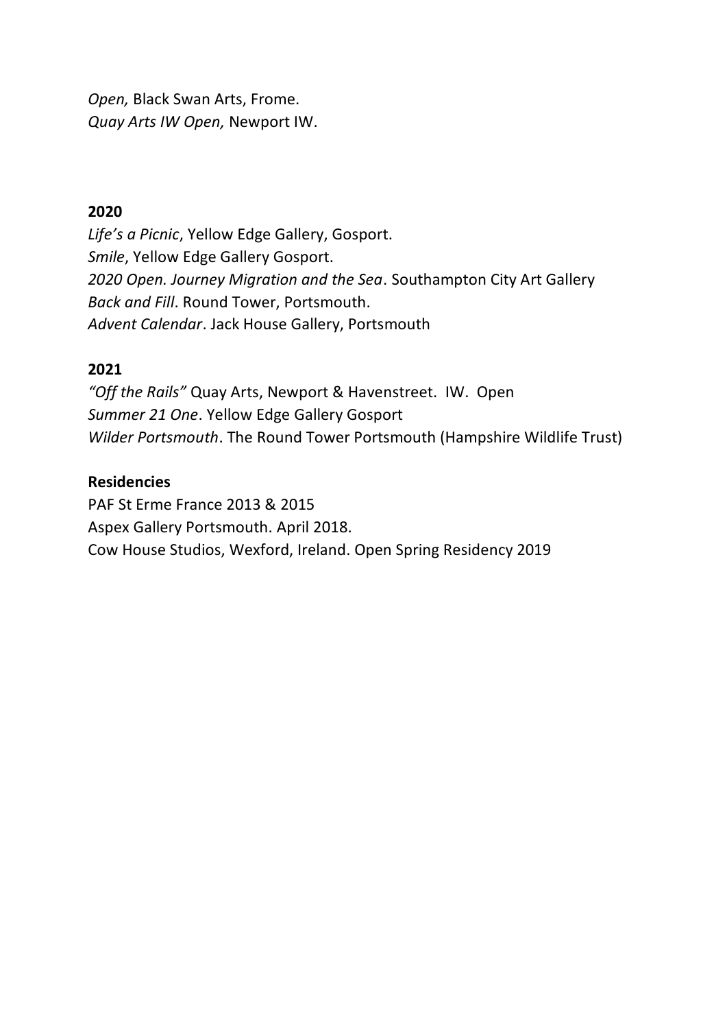*Open,* Black Swan Arts, Frome.
*Quay Arts IW Open,* Newport IW.

**2020**

*Life's a Picnic*, Yellow Edge Gallery, Gosport.
*Smile*, Yellow Edge Gallery Gosport.
*2020 Open. Journey Migration and the Sea*. Southampton City Art Gallery
*Back and Fill*. Round Tower, Portsmouth.
*Advent Calendar*. Jack House Gallery, Portsmouth

**2021**

*"Off the Rails"* Quay Arts, Newport & Havenstreet. IW. Open
*Summer 21 One*. Yellow Edge Gallery Gosport
*Wilder Portsmouth*. The Round Tower Portsmouth (Hampshire Wildlife Trust)

**Residencies**

PAF St Erme France 2013 & 2015
Aspex Gallery Portsmouth. April 2018.
Cow House Studios, Wexford, Ireland. Open Spring Residency 2019